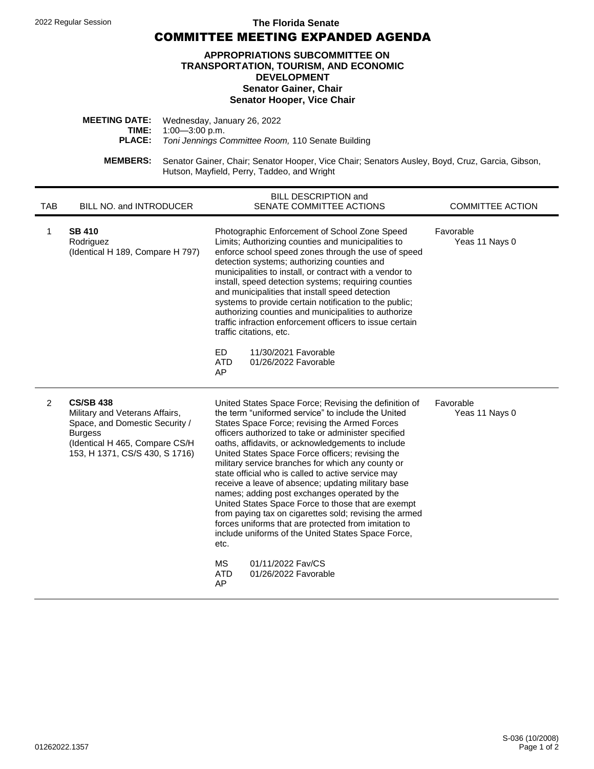2022 Regular Session

**The Florida Senate**

# COMMITTEE MEETING EXPANDED AGENDA

## APPROPRIATIONS SUBCOMMITTEE ON TRANSPORTATION, TOURISM, AND ECONOMIC DEVELOPMENT

**Senator Gainer, Chair**
**Senator Hooper, Vice Chair**

**MEETING DATE:** Wednesday, January 26, 2022
**TIME:** 1:00—3:00 p.m.
**PLACE:** *Toni Jennings Committee Room,* 110 Senate Building

**MEMBERS:** Senator Gainer, Chair; Senator Hooper, Vice Chair; Senators Ausley, Boyd, Cruz, Garcia, Gibson, Hutson, Mayfield, Perry, Taddeo, and Wright

| TAB | BILL NO. and INTRODUCER | BILL DESCRIPTION and SENATE COMMITTEE ACTIONS | COMMITTEE ACTION |
|---|---|---|---|
| 1 | **SB 410**<br>Rodriguez<br>(Identical H 189, Compare H 797) | Photographic Enforcement of School Zone Speed Limits; Authorizing counties and municipalities to enforce school speed zones through the use of speed detection systems; authorizing counties and municipalities to install, or contract with a vendor to install, speed detection systems; requiring counties and municipalities that install speed detection systems to provide certain notification to the public; authorizing counties and municipalities to authorize traffic infraction enforcement officers to issue certain traffic citations, etc.<br><br>ED 11/30/2021 Favorable<br>ATD 01/26/2022 Favorable<br>AP | Favorable<br>Yeas 11 Nays 0 |
| 2 | **CS/SB 438**<br>Military and Veterans Affairs, Space, and Domestic Security / Burgess<br>(Identical H 465, Compare CS/H 153, H 1371, CS/S 430, S 1716) | United States Space Force; Revising the definition of the term "uniformed service" to include the United States Space Force; revising the Armed Forces officers authorized to take or administer specified oaths, affidavits, or acknowledgements to include United States Space Force officers; revising the military service branches for which any county or state official who is called to active service may receive a leave of absence; updating military base names; adding post exchanges operated by the United States Space Force to those that are exempt from paying tax on cigarettes sold; revising the armed forces uniforms that are protected from imitation to include uniforms of the United States Space Force, etc.<br><br>MS 01/11/2022 Fav/CS<br>ATD 01/26/2022 Favorable<br>AP | Favorable<br>Yeas 11 Nays 0 |

S-036 (10/2008)
01262022.1357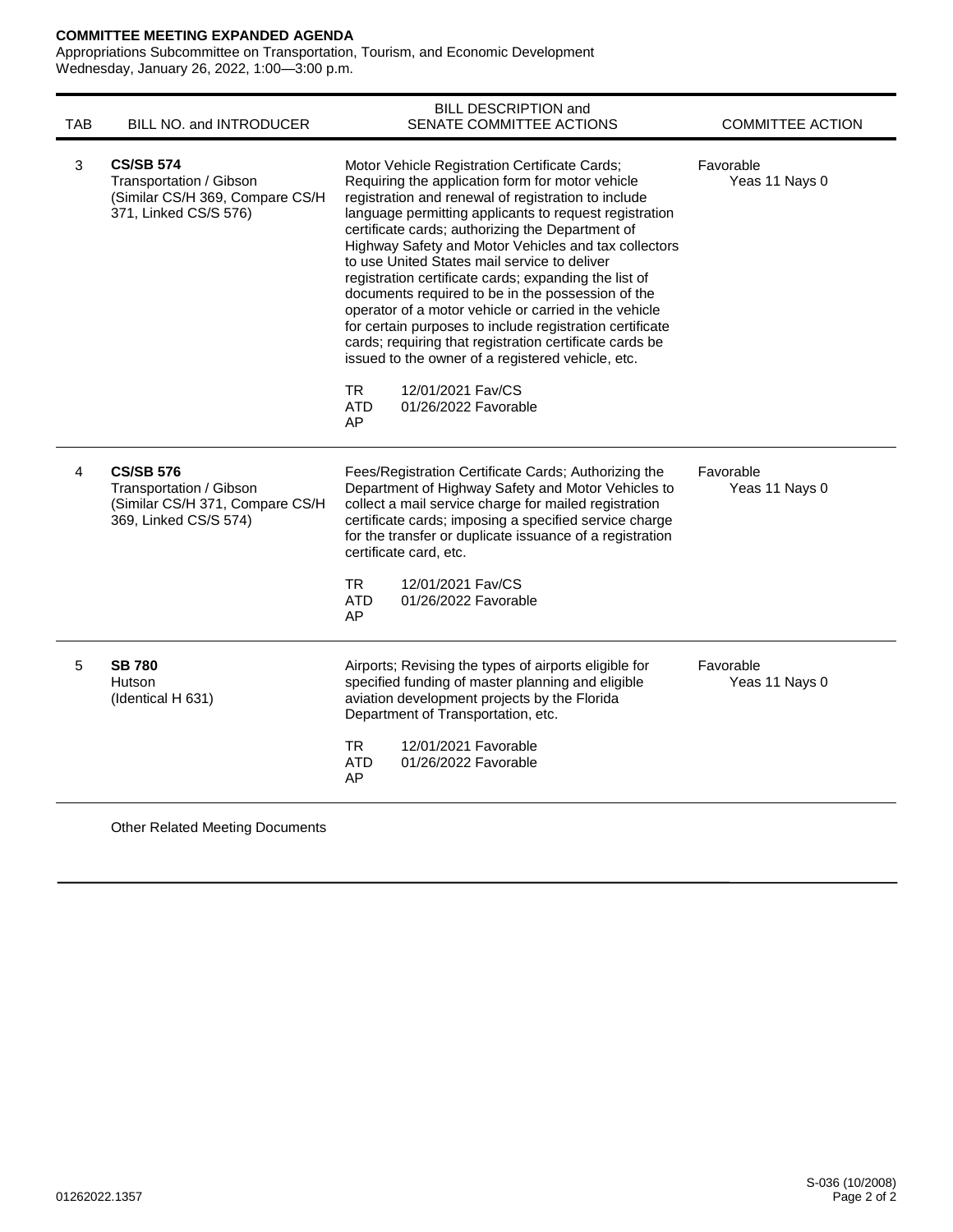**COMMITTEE MEETING EXPANDED AGENDA**
Appropriations Subcommittee on Transportation, Tourism, and Economic Development
Wednesday, January 26, 2022, 1:00—3:00 p.m.

| TAB | BILL NO. and INTRODUCER | BILL DESCRIPTION and SENATE COMMITTEE ACTIONS | COMMITTEE ACTION |
|---|---|---|---|
| 3 | **CS/SB 574** Transportation / Gibson (Similar CS/H 369, Compare CS/H 371, Linked CS/S 576) | Motor Vehicle Registration Certificate Cards; Requiring the application form for motor vehicle registration and renewal of registration to include language permitting applicants to request registration certificate cards; authorizing the Department of Highway Safety and Motor Vehicles and tax collectors to use United States mail service to deliver registration certificate cards; expanding the list of documents required to be in the possession of the operator of a motor vehicle or carried in the vehicle for certain purposes to include registration certificate cards; requiring that registration certificate cards be issued to the owner of a registered vehicle, etc.<br><br>TR 12/01/2021 Fav/CS<br>ATD 01/26/2022 Favorable<br>AP | Favorable Yeas 11 Nays 0 |
| 4 | **CS/SB 576** Transportation / Gibson (Similar CS/H 371, Compare CS/H 369, Linked CS/S 574) | Fees/Registration Certificate Cards; Authorizing the Department of Highway Safety and Motor Vehicles to collect a mail service charge for mailed registration certificate cards; imposing a specified service charge for the transfer or duplicate issuance of a registration certificate card, etc.<br><br>TR 12/01/2021 Fav/CS<br>ATD 01/26/2022 Favorable<br>AP | Favorable Yeas 11 Nays 0 |
| 5 | **SB 780** Hutson (Identical H 631) | Airports; Revising the types of airports eligible for specified funding of master planning and eligible aviation development projects by the Florida Department of Transportation, etc.<br><br>TR 12/01/2021 Favorable<br>ATD 01/26/2022 Favorable<br>AP | Favorable Yeas 11 Nays 0 |

Other Related Meeting Documents

S-036 (10/2008)
01262022.1357